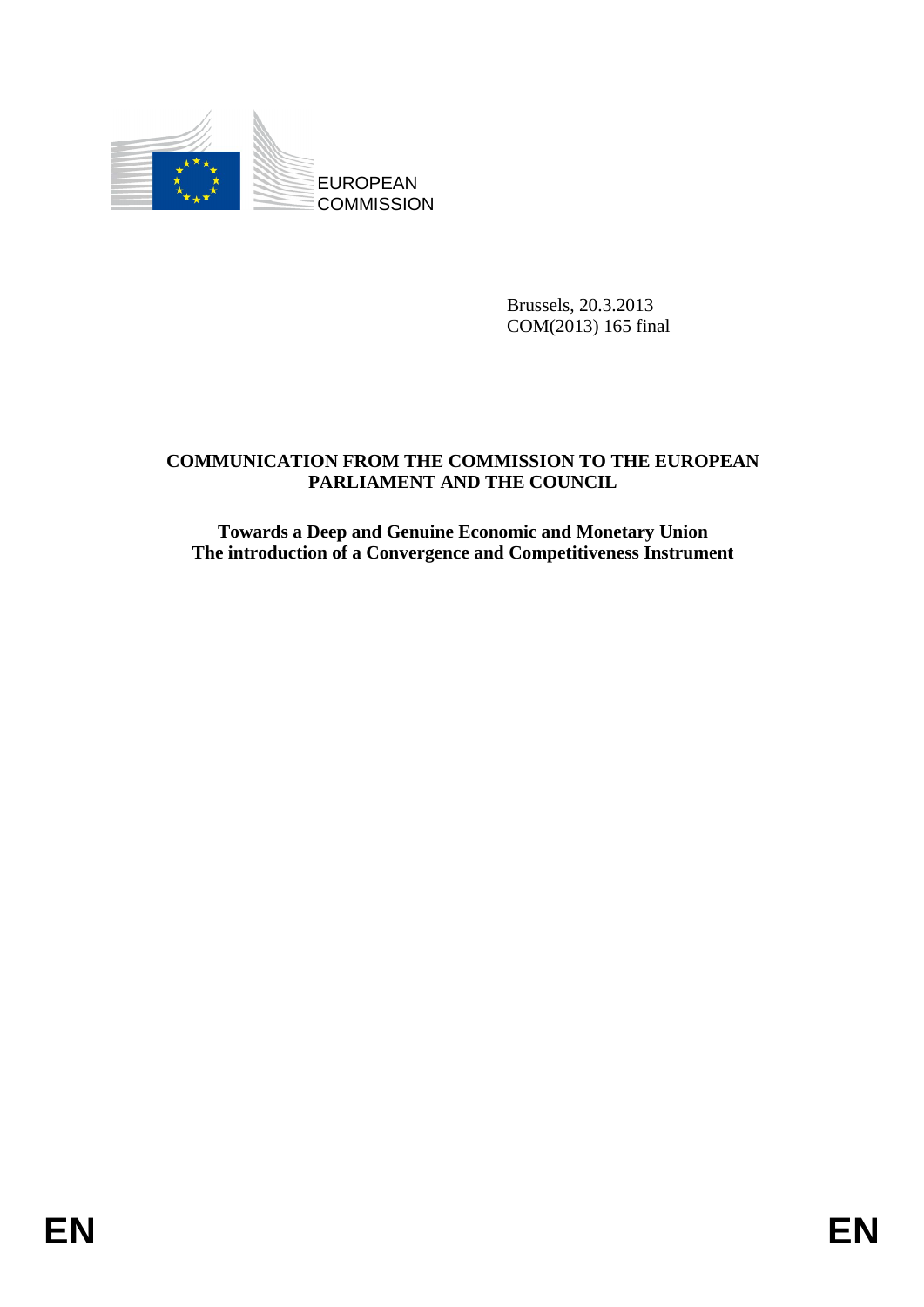EUROPEAN COMMISSION

Brussels, 20.3.2013
COM(2013) 165 final

**COMMUNICATION FROM THE COMMISSION TO THE EUROPEAN PARLIAMENT AND THE COUNCIL**

**Towards a Deep and Genuine Economic and Monetary Union
The introduction of a Convergence and Competitiveness Instrument**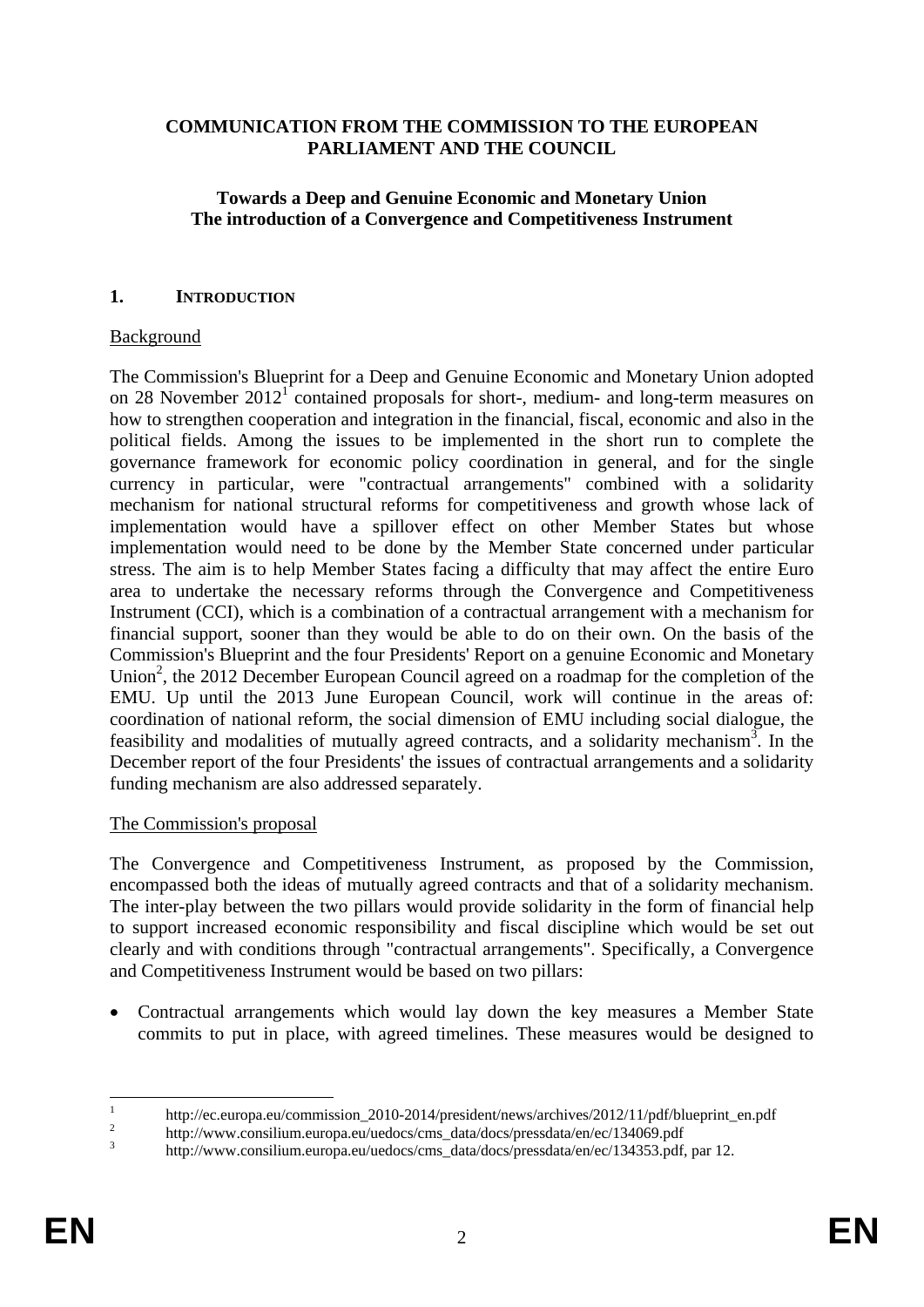**COMMUNICATION FROM THE COMMISSION TO THE EUROPEAN PARLIAMENT AND THE COUNCIL**

**Towards a Deep and Genuine Economic and Monetary Union**
**The introduction of a Convergence and Competitiveness Instrument**

## 1. INTRODUCTION

Background

The Commission's Blueprint for a Deep and Genuine Economic and Monetary Union adopted on 28 November 2012[1] contained proposals for short-, medium- and long-term measures on how to strengthen cooperation and integration in the financial, fiscal, economic and also in the political fields. Among the issues to be implemented in the short run to complete the governance framework for economic policy coordination in general, and for the single currency in particular, were "contractual arrangements" combined with a solidarity mechanism for national structural reforms for competitiveness and growth whose lack of implementation would have a spillover effect on other Member States but whose implementation would need to be done by the Member State concerned under particular stress. The aim is to help Member States facing a difficulty that may affect the entire Euro area to undertake the necessary reforms through the Convergence and Competitiveness Instrument (CCI), which is a combination of a contractual arrangement with a mechanism for financial support, sooner than they would be able to do on their own. On the basis of the Commission's Blueprint and the four Presidents' Report on a genuine Economic and Monetary Union[2], the 2012 December European Council agreed on a roadmap for the completion of the EMU. Up until the 2013 June European Council, work will continue in the areas of: coordination of national reform, the social dimension of EMU including social dialogue, the feasibility and modalities of mutually agreed contracts, and a solidarity mechanism[3]. In the December report of the four Presidents' the issues of contractual arrangements and a solidarity funding mechanism are also addressed separately.

The Commission's proposal

The Convergence and Competitiveness Instrument, as proposed by the Commission, encompassed both the ideas of mutually agreed contracts and that of a solidarity mechanism. The inter-play between the two pillars would provide solidarity in the form of financial help to support increased economic responsibility and fiscal discipline which would be set out clearly and with conditions through "contractual arrangements". Specifically, a Convergence and Competitiveness Instrument would be based on two pillars:

- Contractual arrangements which would lay down the key measures a Member State commits to put in place, with agreed timelines. These measures would be designed to

[1] http://ec.europa.eu/commission_2010-2014/president/news/archives/2012/11/pdf/blueprint_en.pdf

[2] http://www.consilium.europa.eu/uedocs/cms_data/docs/pressdata/en/ec/134069.pdf

[3] http://www.consilium.europa.eu/uedocs/cms_data/docs/pressdata/en/ec/134353.pdf, par 12.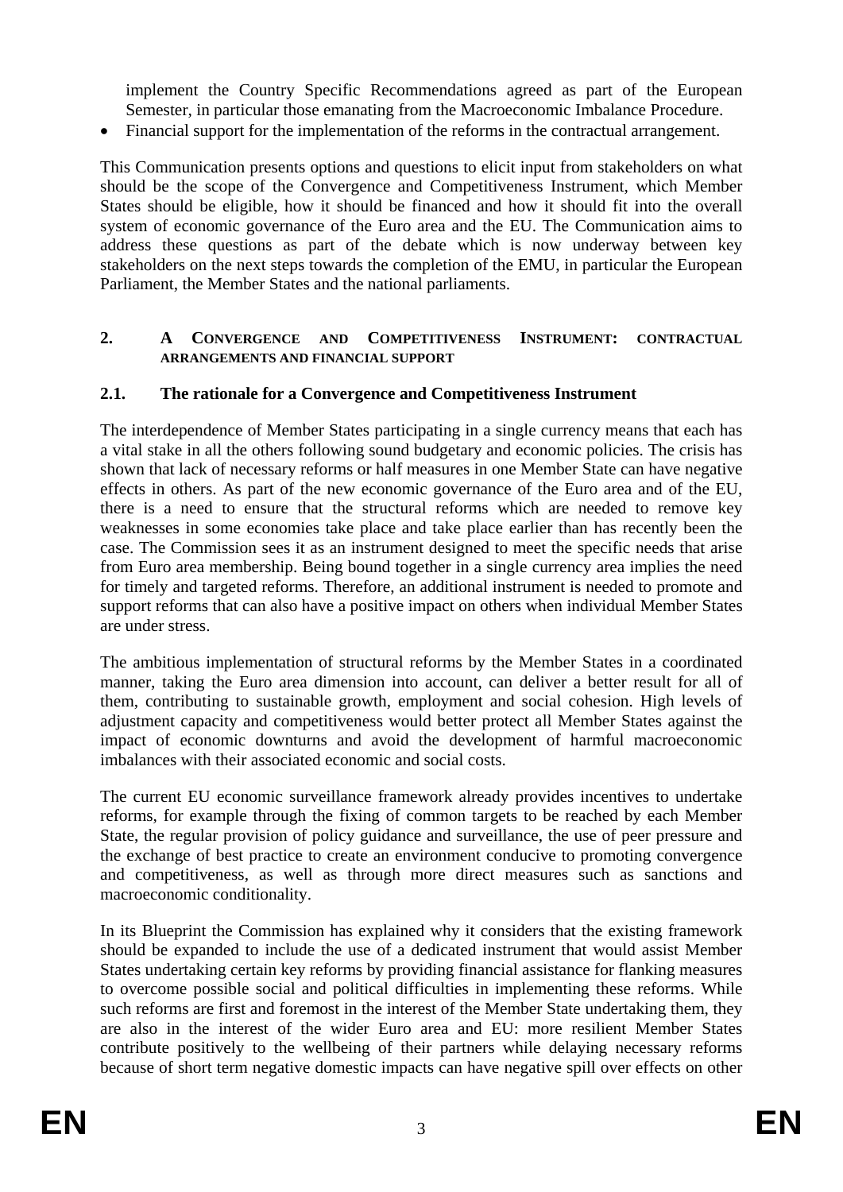implement the Country Specific Recommendations agreed as part of the European Semester, in particular those emanating from the Macroeconomic Imbalance Procedure.

- Financial support for the implementation of the reforms in the contractual arrangement.

This Communication presents options and questions to elicit input from stakeholders on what should be the scope of the Convergence and Competitiveness Instrument, which Member States should be eligible, how it should be financed and how it should fit into the overall system of economic governance of the Euro area and the EU. The Communication aims to address these questions as part of the debate which is now underway between key stakeholders on the next steps towards the completion of the EMU, in particular the European Parliament, the Member States and the national parliaments.

## 2. A Convergence and Competitiveness Instrument: contractual arrangements and financial support

### 2.1. The rationale for a Convergence and Competitiveness Instrument

The interdependence of Member States participating in a single currency means that each has a vital stake in all the others following sound budgetary and economic policies. The crisis has shown that lack of necessary reforms or half measures in one Member State can have negative effects in others. As part of the new economic governance of the Euro area and of the EU, there is a need to ensure that the structural reforms which are needed to remove key weaknesses in some economies take place and take place earlier than has recently been the case. The Commission sees it as an instrument designed to meet the specific needs that arise from Euro area membership. Being bound together in a single currency area implies the need for timely and targeted reforms. Therefore, an additional instrument is needed to promote and support reforms that can also have a positive impact on others when individual Member States are under stress.

The ambitious implementation of structural reforms by the Member States in a coordinated manner, taking the Euro area dimension into account, can deliver a better result for all of them, contributing to sustainable growth, employment and social cohesion. High levels of adjustment capacity and competitiveness would better protect all Member States against the impact of economic downturns and avoid the development of harmful macroeconomic imbalances with their associated economic and social costs.

The current EU economic surveillance framework already provides incentives to undertake reforms, for example through the fixing of common targets to be reached by each Member State, the regular provision of policy guidance and surveillance, the use of peer pressure and the exchange of best practice to create an environment conducive to promoting convergence and competitiveness, as well as through more direct measures such as sanctions and macroeconomic conditionality.

In its Blueprint the Commission has explained why it considers that the existing framework should be expanded to include the use of a dedicated instrument that would assist Member States undertaking certain key reforms by providing financial assistance for flanking measures to overcome possible social and political difficulties in implementing these reforms. While such reforms are first and foremost in the interest of the Member State undertaking them, they are also in the interest of the wider Euro area and EU: more resilient Member States contribute positively to the wellbeing of their partners while delaying necessary reforms because of short term negative domestic impacts can have negative spill over effects on other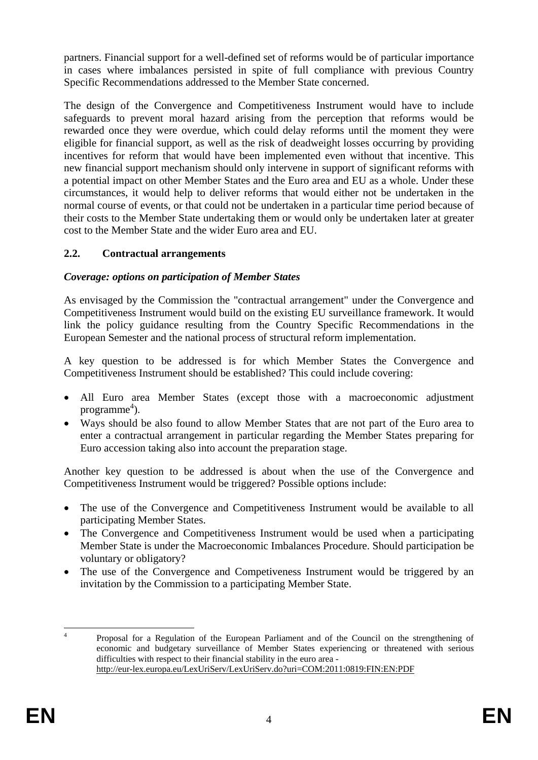partners. Financial support for a well-defined set of reforms would be of particular importance in cases where imbalances persisted in spite of full compliance with previous Country Specific Recommendations addressed to the Member State concerned.

The design of the Convergence and Competitiveness Instrument would have to include safeguards to prevent moral hazard arising from the perception that reforms would be rewarded once they were overdue, which could delay reforms until the moment they were eligible for financial support, as well as the risk of deadweight losses occurring by providing incentives for reform that would have been implemented even without that incentive. This new financial support mechanism should only intervene in support of significant reforms with a potential impact on other Member States and the Euro area and EU as a whole. Under these circumstances, it would help to deliver reforms that would either not be undertaken in the normal course of events, or that could not be undertaken in a particular time period because of their costs to the Member State undertaking them or would only be undertaken later at greater cost to the Member State and the wider Euro area and EU.

## 2.2. Contractual arrangements

***Coverage: options on participation of Member States***

As envisaged by the Commission the "contractual arrangement" under the Convergence and Competitiveness Instrument would build on the existing EU surveillance framework. It would link the policy guidance resulting from the Country Specific Recommendations in the European Semester and the national process of structural reform implementation.

A key question to be addressed is for which Member States the Convergence and Competitiveness Instrument should be established? This could include covering:

- All Euro area Member States (except those with a macroeconomic adjustment programme[4]).
- Ways should be also found to allow Member States that are not part of the Euro area to enter a contractual arrangement in particular regarding the Member States preparing for Euro accession taking also into account the preparation stage.

Another key question to be addressed is about when the use of the Convergence and Competitiveness Instrument would be triggered? Possible options include:

- The use of the Convergence and Competitiveness Instrument would be available to all participating Member States.
- The Convergence and Competitiveness Instrument would be used when a participating Member State is under the Macroeconomic Imbalances Procedure. Should participation be voluntary or obligatory?
- The use of the Convergence and Competiveness Instrument would be triggered by an invitation by the Commission to a participating Member State.

---

[4] Proposal for a Regulation of the European Parliament and of the Council on the strengthening of economic and budgetary surveillance of Member States experiencing or threatened with serious difficulties with respect to their financial stability in the euro area - http://eur-lex.europa.eu/LexUriServ/LexUriServ.do?uri=COM:2011:0819:FIN:EN:PDF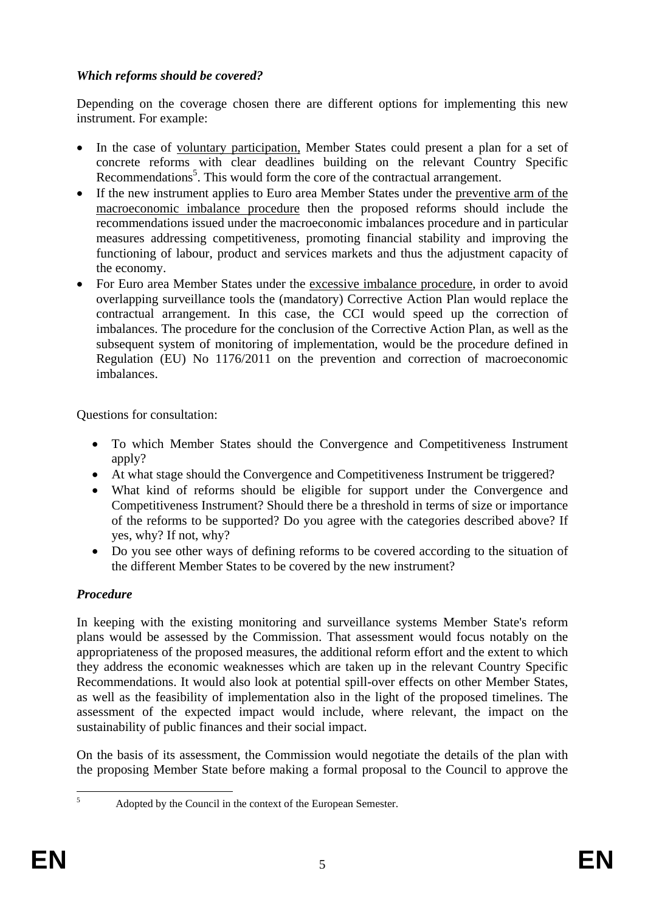### *Which reforms should be covered?*

Depending on the coverage chosen there are different options for implementing this new instrument. For example:

- In the case of <u>voluntary participation,</u> Member States could present a plan for a set of concrete reforms with clear deadlines building on the relevant Country Specific Recommendations[5]. This would form the core of the contractual arrangement.
- If the new instrument applies to Euro area Member States under the <u>preventive arm of the macroeconomic imbalance procedure</u> then the proposed reforms should include the recommendations issued under the macroeconomic imbalances procedure and in particular measures addressing competitiveness, promoting financial stability and improving the functioning of labour, product and services markets and thus the adjustment capacity of the economy.
- For Euro area Member States under the <u>excessive imbalance procedure</u>, in order to avoid overlapping surveillance tools the (mandatory) Corrective Action Plan would replace the contractual arrangement. In this case, the CCI would speed up the correction of imbalances. The procedure for the conclusion of the Corrective Action Plan, as well as the subsequent system of monitoring of implementation, would be the procedure defined in Regulation (EU) No 1176/2011 on the prevention and correction of macroeconomic imbalances.

Questions for consultation:

- To which Member States should the Convergence and Competitiveness Instrument apply?
- At what stage should the Convergence and Competitiveness Instrument be triggered?
- What kind of reforms should be eligible for support under the Convergence and Competitiveness Instrument? Should there be a threshold in terms of size or importance of the reforms to be supported? Do you agree with the categories described above? If yes, why? If not, why?
- Do you see other ways of defining reforms to be covered according to the situation of the different Member States to be covered by the new instrument?

### *Procedure*

In keeping with the existing monitoring and surveillance systems Member State's reform plans would be assessed by the Commission. That assessment would focus notably on the appropriateness of the proposed measures, the additional reform effort and the extent to which they address the economic weaknesses which are taken up in the relevant Country Specific Recommendations. It would also look at potential spill-over effects on other Member States, as well as the feasibility of implementation also in the light of the proposed timelines. The assessment of the expected impact would include, where relevant, the impact on the sustainability of public finances and their social impact.

On the basis of its assessment, the Commission would negotiate the details of the plan with the proposing Member State before making a formal proposal to the Council to approve the

[5] Adopted by the Council in the context of the European Semester.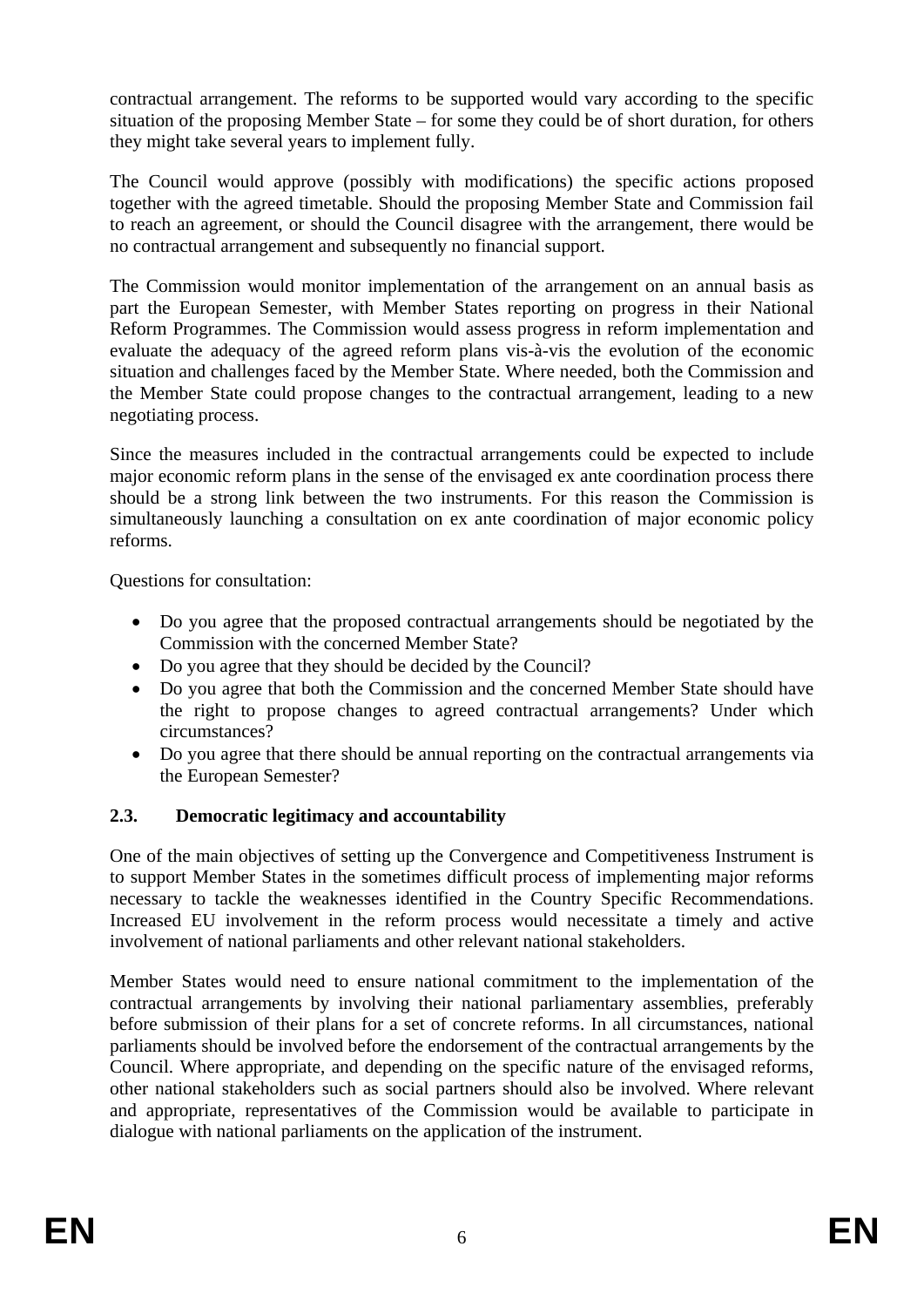contractual arrangement. The reforms to be supported would vary according to the specific situation of the proposing Member State – for some they could be of short duration, for others they might take several years to implement fully.

The Council would approve (possibly with modifications) the specific actions proposed together with the agreed timetable. Should the proposing Member State and Commission fail to reach an agreement, or should the Council disagree with the arrangement, there would be no contractual arrangement and subsequently no financial support.

The Commission would monitor implementation of the arrangement on an annual basis as part the European Semester, with Member States reporting on progress in their National Reform Programmes. The Commission would assess progress in reform implementation and evaluate the adequacy of the agreed reform plans vis-à-vis the evolution of the economic situation and challenges faced by the Member State. Where needed, both the Commission and the Member State could propose changes to the contractual arrangement, leading to a new negotiating process.

Since the measures included in the contractual arrangements could be expected to include major economic reform plans in the sense of the envisaged ex ante coordination process there should be a strong link between the two instruments. For this reason the Commission is simultaneously launching a consultation on ex ante coordination of major economic policy reforms.

Questions for consultation:

- Do you agree that the proposed contractual arrangements should be negotiated by the Commission with the concerned Member State?
- Do you agree that they should be decided by the Council?
- Do you agree that both the Commission and the concerned Member State should have the right to propose changes to agreed contractual arrangements? Under which circumstances?
- Do you agree that there should be annual reporting on the contractual arrangements via the European Semester?

### 2.3. Democratic legitimacy and accountability

One of the main objectives of setting up the Convergence and Competitiveness Instrument is to support Member States in the sometimes difficult process of implementing major reforms necessary to tackle the weaknesses identified in the Country Specific Recommendations. Increased EU involvement in the reform process would necessitate a timely and active involvement of national parliaments and other relevant national stakeholders.

Member States would need to ensure national commitment to the implementation of the contractual arrangements by involving their national parliamentary assemblies, preferably before submission of their plans for a set of concrete reforms. In all circumstances, national parliaments should be involved before the endorsement of the contractual arrangements by the Council. Where appropriate, and depending on the specific nature of the envisaged reforms, other national stakeholders such as social partners should also be involved. Where relevant and appropriate, representatives of the Commission would be available to participate in dialogue with national parliaments on the application of the instrument.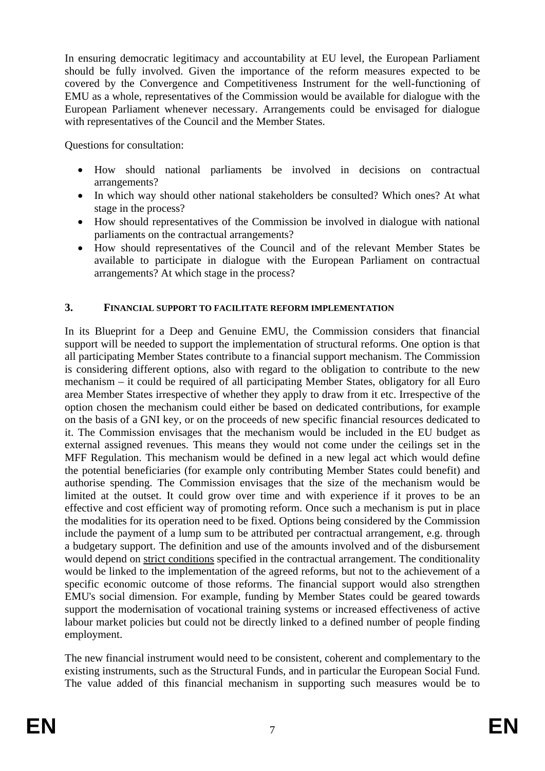In ensuring democratic legitimacy and accountability at EU level, the European Parliament should be fully involved. Given the importance of the reform measures expected to be covered by the Convergence and Competitiveness Instrument for the well-functioning of EMU as a whole, representatives of the Commission would be available for dialogue with the European Parliament whenever necessary. Arrangements could be envisaged for dialogue with representatives of the Council and the Member States.

Questions for consultation:

- How should national parliaments be involved in decisions on contractual arrangements?
- In which way should other national stakeholders be consulted? Which ones? At what stage in the process?
- How should representatives of the Commission be involved in dialogue with national parliaments on the contractual arrangements?
- How should representatives of the Council and of the relevant Member States be available to participate in dialogue with the European Parliament on contractual arrangements? At which stage in the process?

## 3. FINANCIAL SUPPORT TO FACILITATE REFORM IMPLEMENTATION

In its Blueprint for a Deep and Genuine EMU, the Commission considers that financial support will be needed to support the implementation of structural reforms. One option is that all participating Member States contribute to a financial support mechanism. The Commission is considering different options, also with regard to the obligation to contribute to the new mechanism – it could be required of all participating Member States, obligatory for all Euro area Member States irrespective of whether they apply to draw from it etc. Irrespective of the option chosen the mechanism could either be based on dedicated contributions, for example on the basis of a GNI key, or on the proceeds of new specific financial resources dedicated to it. The Commission envisages that the mechanism would be included in the EU budget as external assigned revenues. This means they would not come under the ceilings set in the MFF Regulation. This mechanism would be defined in a new legal act which would define the potential beneficiaries (for example only contributing Member States could benefit) and authorise spending. The Commission envisages that the size of the mechanism would be limited at the outset. It could grow over time and with experience if it proves to be an effective and cost efficient way of promoting reform. Once such a mechanism is put in place the modalities for its operation need to be fixed. Options being considered by the Commission include the payment of a lump sum to be attributed per contractual arrangement, e.g. through a budgetary support. The definition and use of the amounts involved and of the disbursement would depend on <u>strict conditions</u> specified in the contractual arrangement. The conditionality would be linked to the implementation of the agreed reforms, but not to the achievement of a specific economic outcome of those reforms. The financial support would also strengthen EMU's social dimension. For example, funding by Member States could be geared towards support the modernisation of vocational training systems or increased effectiveness of active labour market policies but could not be directly linked to a defined number of people finding employment.

The new financial instrument would need to be consistent, coherent and complementary to the existing instruments, such as the Structural Funds, and in particular the European Social Fund. The value added of this financial mechanism in supporting such measures would be to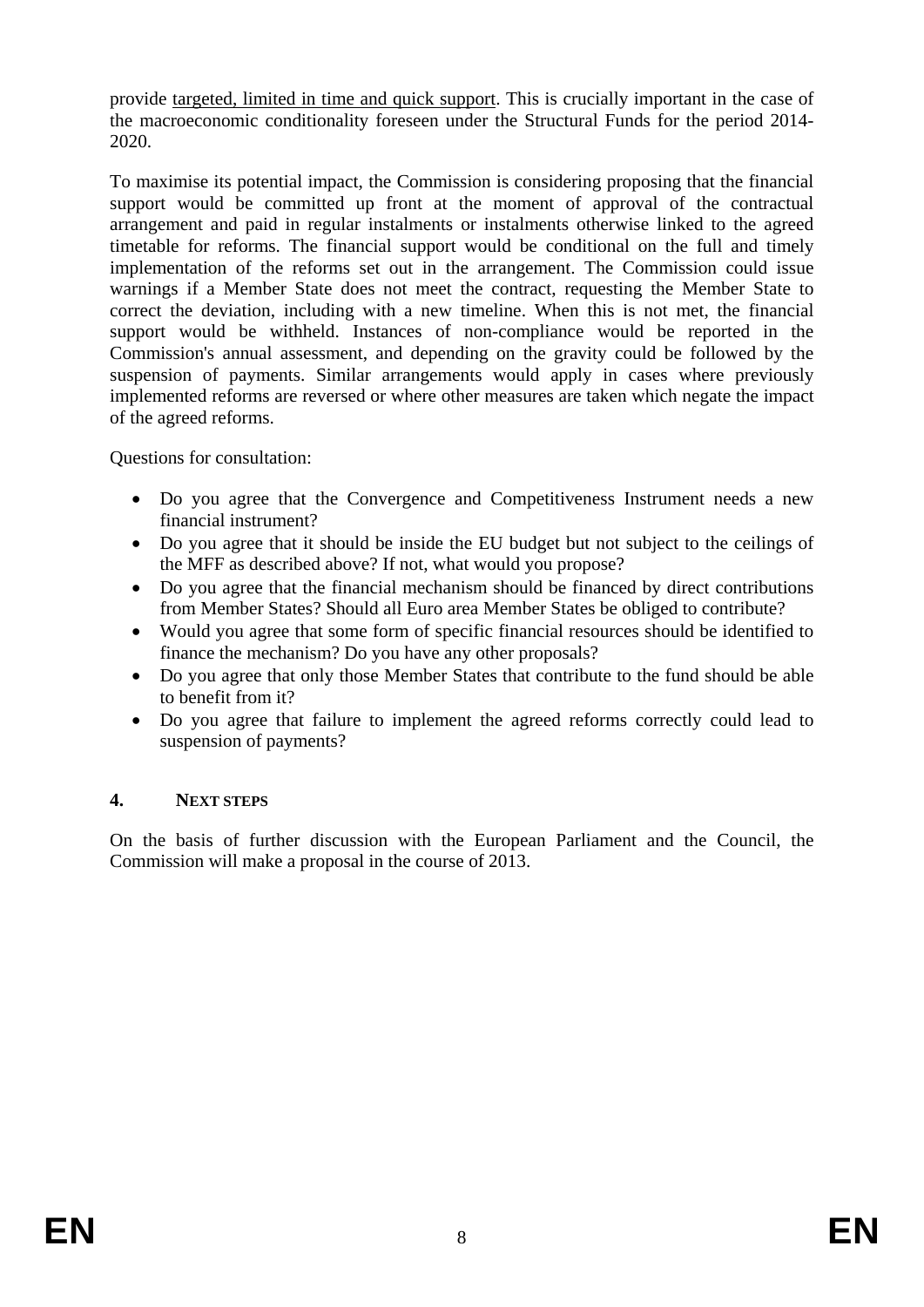provide targeted, limited in time and quick support. This is crucially important in the case of the macroeconomic conditionality foreseen under the Structural Funds for the period 2014-2020.

To maximise its potential impact, the Commission is considering proposing that the financial support would be committed up front at the moment of approval of the contractual arrangement and paid in regular instalments or instalments otherwise linked to the agreed timetable for reforms. The financial support would be conditional on the full and timely implementation of the reforms set out in the arrangement. The Commission could issue warnings if a Member State does not meet the contract, requesting the Member State to correct the deviation, including with a new timeline. When this is not met, the financial support would be withheld. Instances of non-compliance would be reported in the Commission's annual assessment, and depending on the gravity could be followed by the suspension of payments. Similar arrangements would apply in cases where previously implemented reforms are reversed or where other measures are taken which negate the impact of the agreed reforms.

Questions for consultation:

- Do you agree that the Convergence and Competitiveness Instrument needs a new financial instrument?
- Do you agree that it should be inside the EU budget but not subject to the ceilings of the MFF as described above? If not, what would you propose?
- Do you agree that the financial mechanism should be financed by direct contributions from Member States? Should all Euro area Member States be obliged to contribute?
- Would you agree that some form of specific financial resources should be identified to finance the mechanism? Do you have any other proposals?
- Do you agree that only those Member States that contribute to the fund should be able to benefit from it?
- Do you agree that failure to implement the agreed reforms correctly could lead to suspension of payments?

## 4. NEXT STEPS

On the basis of further discussion with the European Parliament and the Council, the Commission will make a proposal in the course of 2013.